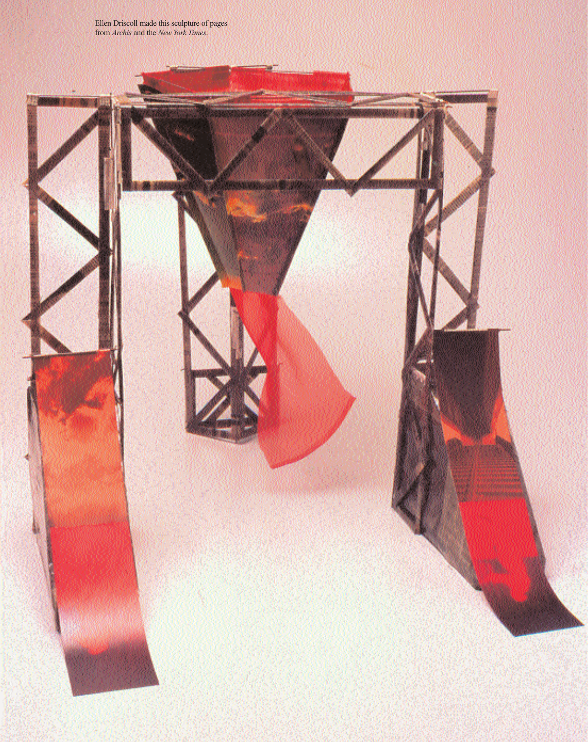Ellen Driscoll made this sculpture of pages from *Archis* and the *New York Times*.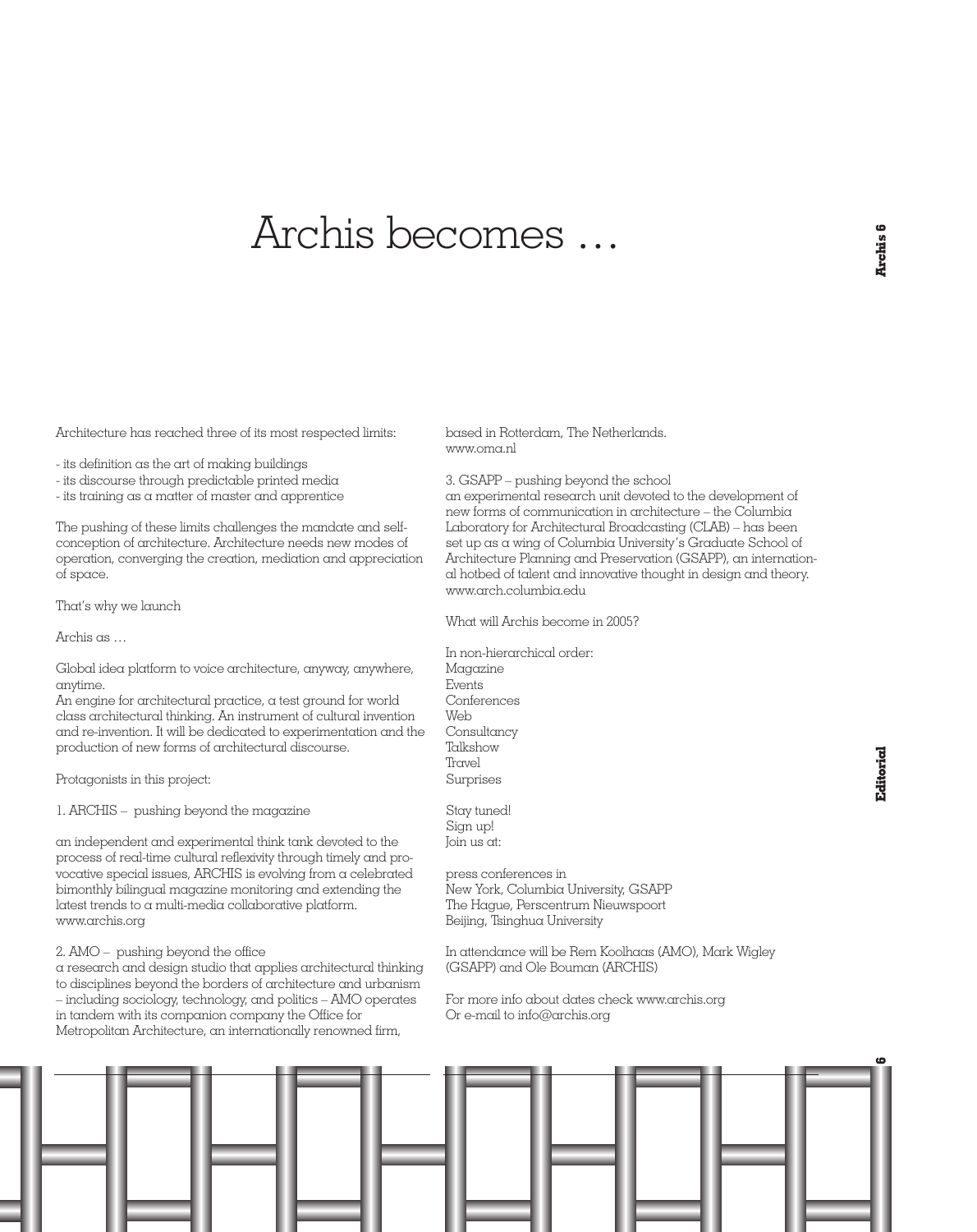# Archis becomes …

Architecture has reached three of its most respected limits:

- its definition as the art of making buildings
- its discourse through predictable printed media
- its training as a matter of master and apprentice

The pushing of these limits challenges the mandate and self-conception of architecture. Architecture needs new modes of operation, converging the creation, mediation and appreciation of space.

That's why we launch

Archis as …

Global idea platform to voice architecture, anyway, anywhere, anytime.
An engine for architectural practice, a test ground for world class architectural thinking. An instrument of cultural invention and re-invention. It will be dedicated to experimentation and the production of new forms of architectural discourse.

Protagonists in this project:

1. ARCHIS – pushing beyond the magazine

an independent and experimental think tank devoted to the process of real-time cultural reflexivity through timely and provocative special issues, ARCHIS is evolving from a celebrated bimonthly bilingual magazine monitoring and extending the latest trends to a multi-media collaborative platform.
www.archis.org

2. AMO – pushing beyond the office
a research and design studio that applies architectural thinking to disciplines beyond the borders of architecture and urbanism – including sociology, technology, and politics – AMO operates in tandem with its companion company the Office for Metropolitan Architecture, an internationally renowned firm, based in Rotterdam, The Netherlands.
www.oma.nl

3. GSAPP – pushing beyond the school
an experimental research unit devoted to the development of new forms of communication in architecture – the Columbia Laboratory for Architectural Broadcasting (CLAB) – has been set up as a wing of Columbia University's Graduate School of Architecture Planning and Preservation (GSAPP), an international hotbed of talent and innovative thought in design and theory.
www.arch.columbia.edu

What will Archis become in 2005?

In non-hierarchical order:
Magazine
Events
Conferences
Web
Consultancy
Talkshow
Travel
Surprises

Stay tuned!
Sign up!
Join us at:

press conferences in
New York, Columbia University, GSAPP
The Hague, Perscentrum Nieuwspoort
Beijing, Tsinghua University

In attendance will be Rem Koolhaas (AMO), Mark Wigley (GSAPP) and Ole Bouman (ARCHIS)

For more info about dates check www.archis.org
Or e-mail to info@archis.org